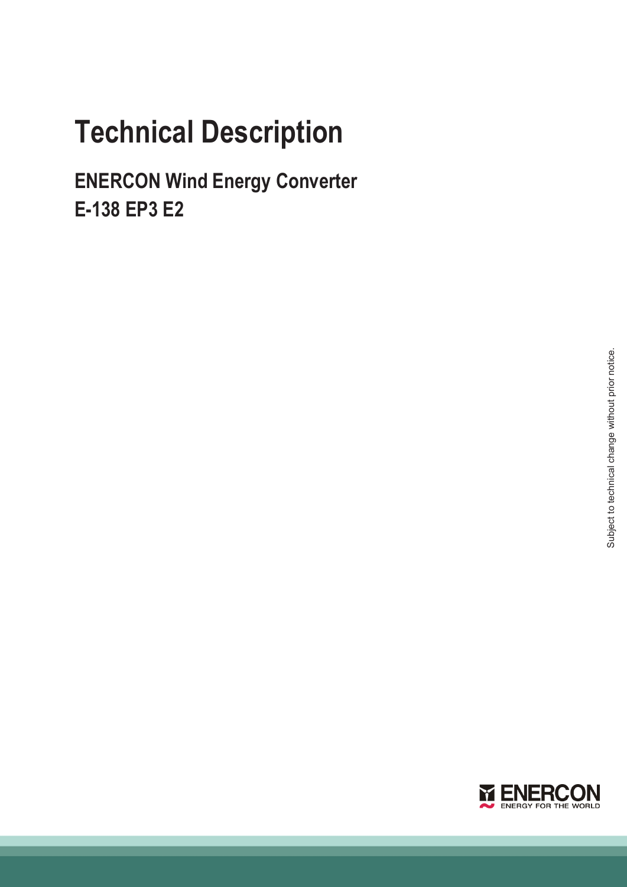# Technical Description

## ENERCON Wind Energy Converter
## E-138 EP3 E2

Subject to technical change without prior notice.

ENERCON
ENERGY FOR THE WORLD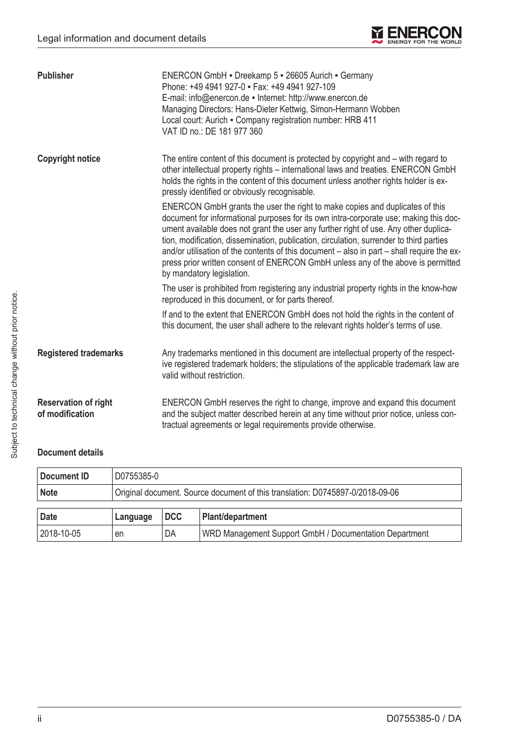| | |
|---|---|
| **Publisher** | ENERCON GmbH ▪ Dreekamp 5 ▪ 26605 Aurich ▪ Germany<br>Phone: +49 4941 927-0 ▪ Fax: +49 4941 927-109<br>E-mail: info@enercon.de ▪ Internet: http://www.enercon.de<br>Managing Directors: Hans-Dieter Kettwig, Simon-Hermann Wobben<br>Local court: Aurich ▪ Company registration number: HRB 411<br>VAT ID no.: DE 181 977 360 |
| **Copyright notice** | The entire content of this document is protected by copyright and – with regard to other intellectual property rights – international laws and treaties. ENERCON GmbH holds the rights in the content of this document unless another rights holder is expressly identified or obviously recognisable.<br><br>ENERCON GmbH grants the user the right to make copies and duplicates of this document for informational purposes for its own intra-corporate use; making this document available does not grant the user any further right of use. Any other duplication, modification, dissemination, publication, circulation, surrender to third parties and/or utilisation of the contents of this document – also in part – shall require the express prior written consent of ENERCON GmbH unless any of the above is permitted by mandatory legislation.<br><br>The user is prohibited from registering any industrial property rights in the know-how reproduced in this document, or for parts thereof.<br><br>If and to the extent that ENERCON GmbH does not hold the rights in the content of this document, the user shall adhere to the relevant rights holder's terms of use. |
| **Registered trademarks** | Any trademarks mentioned in this document are intellectual property of the respective registered trademark holders; the stipulations of the applicable trademark law are valid without restriction. |
| **Reservation of right of modification** | ENERCON GmbH reserves the right to change, improve and expand this document and the subject matter described herein at any time without prior notice, unless contractual agreements or legal requirements provide otherwise. |

**Document details**

| **Document ID** | D0755385-0 |
|---|---|
| **Note** | Original document. Source document of this translation: D0745897-0/2018-09-06 |

| **Date** | **Language** | **DCC** | **Plant/department** |
|---|---|---|---|
| 2018-10-05 | en | DA | WRD Management Support GmbH / Documentation Department |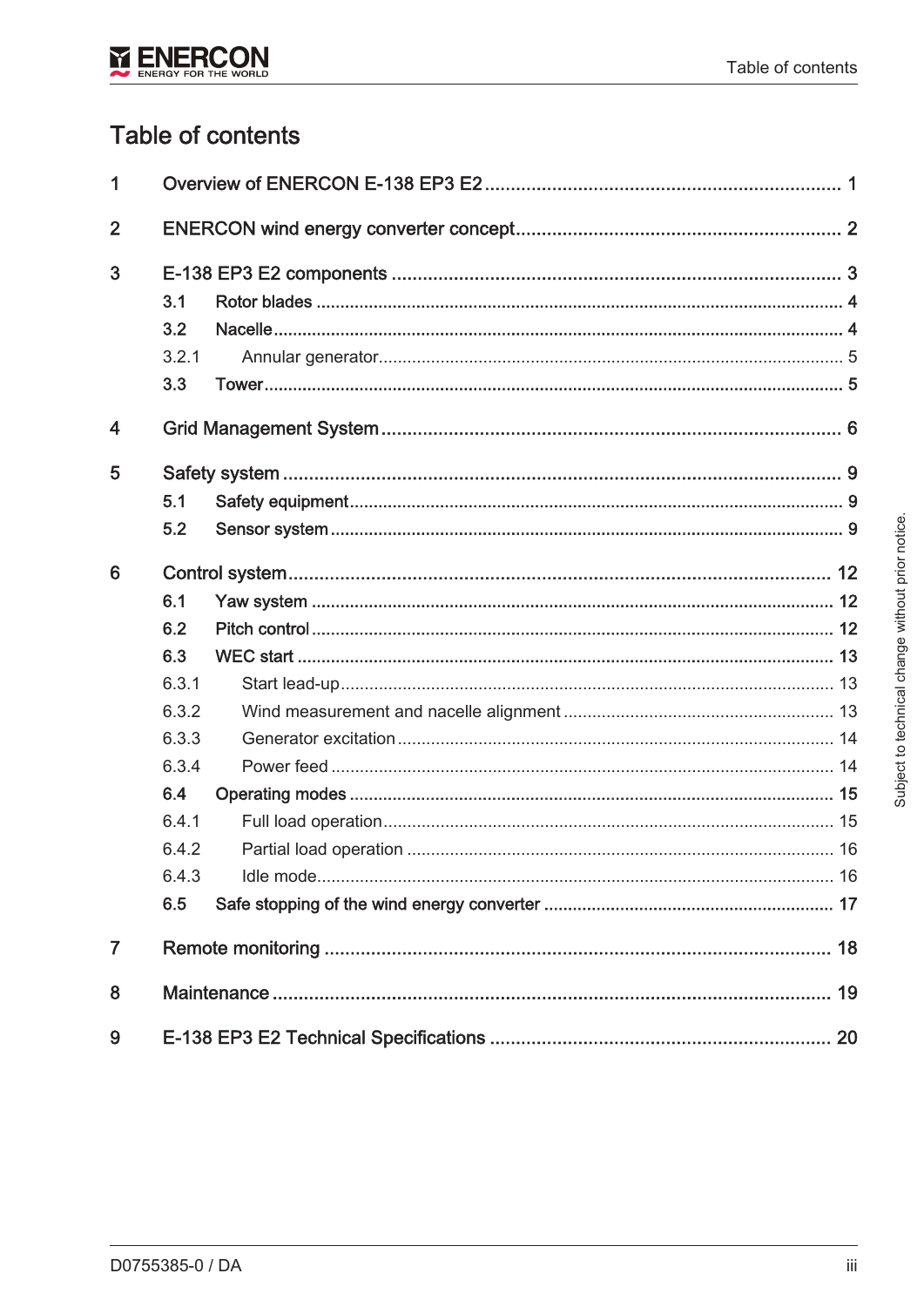# Table of contents

| | | |
|---|---|---|
| 1 | Overview of ENERCON E-138 EP3 E2 | 1 |
| 2 | ENERCON wind energy converter concept | 2 |
| 3 | E-138 EP3 E2 components | 3 |
| 3.1 | Rotor blades | 4 |
| 3.2 | Nacelle | 4 |
| 3.2.1 | Annular generator | 5 |
| 3.3 | Tower | 5 |
| 4 | Grid Management System | 6 |
| 5 | Safety system | 9 |
| 5.1 | Safety equipment | 9 |
| 5.2 | Sensor system | 9 |
| 6 | Control system | 12 |
| 6.1 | Yaw system | 12 |
| 6.2 | Pitch control | 12 |
| 6.3 | WEC start | 13 |
| 6.3.1 | Start lead-up | 13 |
| 6.3.2 | Wind measurement and nacelle alignment | 13 |
| 6.3.3 | Generator excitation | 14 |
| 6.3.4 | Power feed | 14 |
| 6.4 | Operating modes | 15 |
| 6.4.1 | Full load operation | 15 |
| 6.4.2 | Partial load operation | 16 |
| 6.4.3 | Idle mode | 16 |
| 6.5 | Safe stopping of the wind energy converter | 17 |
| 7 | Remote monitoring | 18 |
| 8 | Maintenance | 19 |
| 9 | E-138 EP3 E2 Technical Specifications | 20 |

Subject to technical change without prior notice.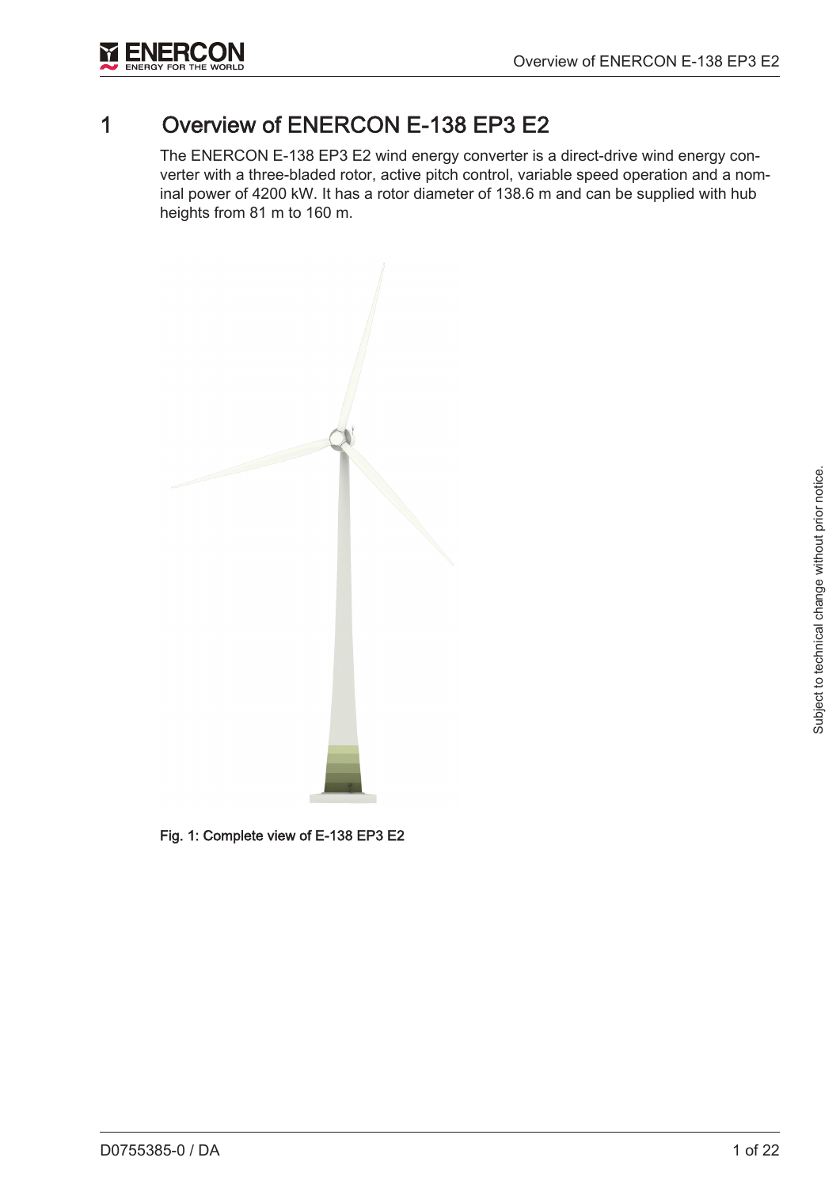# 1 Overview of ENERCON E-138 EP3 E2

The ENERCON E-138 EP3 E2 wind energy converter is a direct-drive wind energy converter with a three-bladed rotor, active pitch control, variable speed operation and a nominal power of 4200 kW. It has a rotor diameter of 138.6 m and can be supplied with hub heights from 81 m to 160 m.

**Fig. 1: Complete view of E-138 EP3 E2**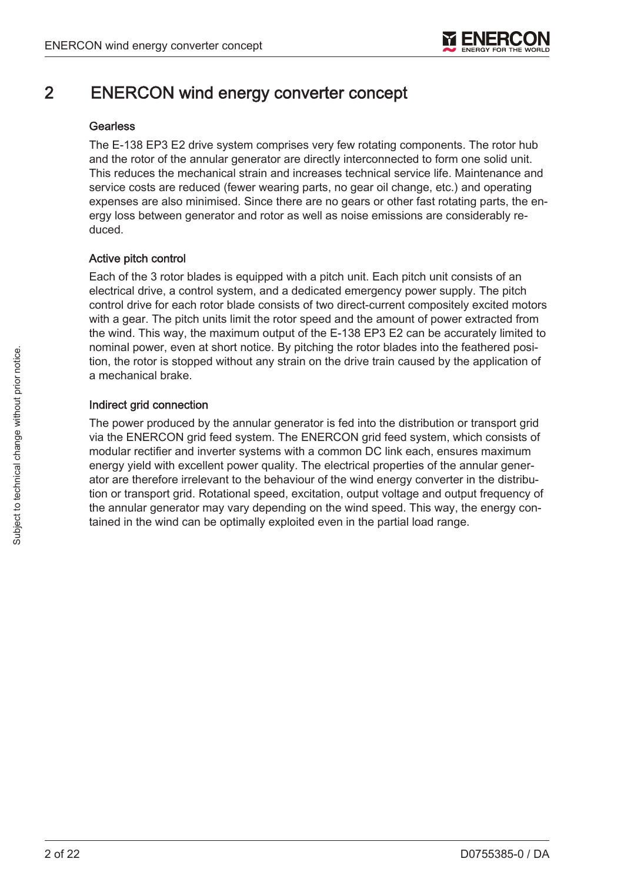# 2 ENERCON wind energy converter concept

### Gearless

The E-138 EP3 E2 drive system comprises very few rotating components. The rotor hub and the rotor of the annular generator are directly interconnected to form one solid unit. This reduces the mechanical strain and increases technical service life. Maintenance and service costs are reduced (fewer wearing parts, no gear oil change, etc.) and operating expenses are also minimised. Since there are no gears or other fast rotating parts, the energy loss between generator and rotor as well as noise emissions are considerably reduced.

### Active pitch control

Each of the 3 rotor blades is equipped with a pitch unit. Each pitch unit consists of an electrical drive, a control system, and a dedicated emergency power supply. The pitch control drive for each rotor blade consists of two direct-current compositely excited motors with a gear. The pitch units limit the rotor speed and the amount of power extracted from the wind. This way, the maximum output of the E-138 EP3 E2 can be accurately limited to nominal power, even at short notice. By pitching the rotor blades into the feathered position, the rotor is stopped without any strain on the drive train caused by the application of a mechanical brake.

### Indirect grid connection

The power produced by the annular generator is fed into the distribution or transport grid via the ENERCON grid feed system. The ENERCON grid feed system, which consists of modular rectifier and inverter systems with a common DC link each, ensures maximum energy yield with excellent power quality. The electrical properties of the annular generator are therefore irrelevant to the behaviour of the wind energy converter in the distribution or transport grid. Rotational speed, excitation, output voltage and output frequency of the annular generator may vary depending on the wind speed. This way, the energy contained in the wind can be optimally exploited even in the partial load range.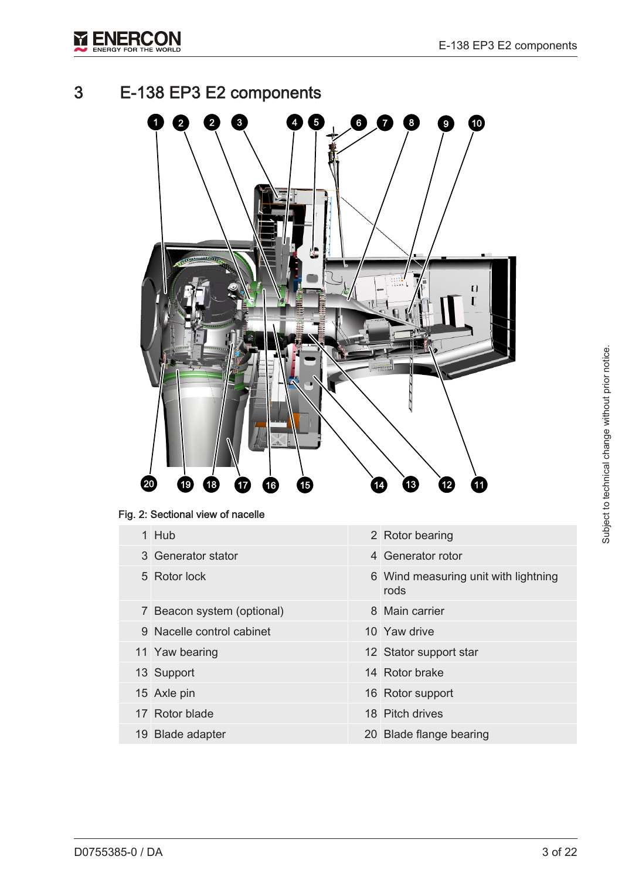# 3 E-138 EP3 E2 components

Fig. 2: Sectional view of nacelle

| | | | |
|---|---|---|---|
| 1 | Hub | 2 | Rotor bearing |
| 3 | Generator stator | 4 | Generator rotor |
| 5 | Rotor lock | 6 | Wind measuring unit with lightning rods |
| 7 | Beacon system (optional) | 8 | Main carrier |
| 9 | Nacelle control cabinet | 10 | Yaw drive |
| 11 | Yaw bearing | 12 | Stator support star |
| 13 | Support | 14 | Rotor brake |
| 15 | Axle pin | 16 | Rotor support |
| 17 | Rotor blade | 18 | Pitch drives |
| 19 | Blade adapter | 20 | Blade flange bearing |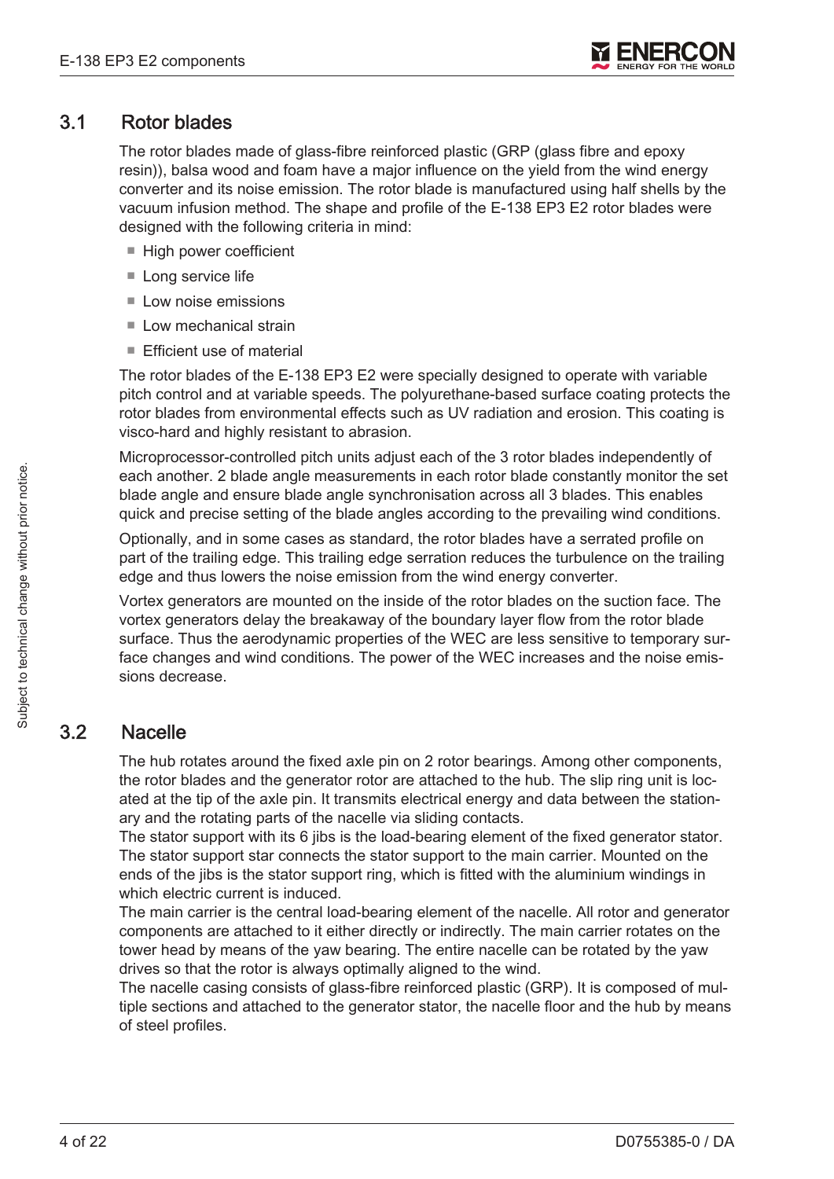## 3.1 Rotor blades

The rotor blades made of glass-fibre reinforced plastic (GRP (glass fibre and epoxy resin)), balsa wood and foam have a major influence on the yield from the wind energy converter and its noise emission. The rotor blade is manufactured using half shells by the vacuum infusion method. The shape and profile of the E-138 EP3 E2 rotor blades were designed with the following criteria in mind:

- High power coefficient
- Long service life
- Low noise emissions
- Low mechanical strain
- Efficient use of material

The rotor blades of the E-138 EP3 E2 were specially designed to operate with variable pitch control and at variable speeds. The polyurethane-based surface coating protects the rotor blades from environmental effects such as UV radiation and erosion. This coating is visco-hard and highly resistant to abrasion.

Microprocessor-controlled pitch units adjust each of the 3 rotor blades independently of each another. 2 blade angle measurements in each rotor blade constantly monitor the set blade angle and ensure blade angle synchronisation across all 3 blades. This enables quick and precise setting of the blade angles according to the prevailing wind conditions.

Optionally, and in some cases as standard, the rotor blades have a serrated profile on part of the trailing edge. This trailing edge serration reduces the turbulence on the trailing edge and thus lowers the noise emission from the wind energy converter.

Vortex generators are mounted on the inside of the rotor blades on the suction face. The vortex generators delay the breakaway of the boundary layer flow from the rotor blade surface. Thus the aerodynamic properties of the WEC are less sensitive to temporary surface changes and wind conditions. The power of the WEC increases and the noise emissions decrease.

## 3.2 Nacelle

The hub rotates around the fixed axle pin on 2 rotor bearings. Among other components, the rotor blades and the generator rotor are attached to the hub. The slip ring unit is located at the tip of the axle pin. It transmits electrical energy and data between the stationary and the rotating parts of the nacelle via sliding contacts.

The stator support with its 6 jibs is the load-bearing element of the fixed generator stator. The stator support star connects the stator support to the main carrier. Mounted on the ends of the jibs is the stator support ring, which is fitted with the aluminium windings in which electric current is induced.

The main carrier is the central load-bearing element of the nacelle. All rotor and generator components are attached to it either directly or indirectly. The main carrier rotates on the tower head by means of the yaw bearing. The entire nacelle can be rotated by the yaw drives so that the rotor is always optimally aligned to the wind.

The nacelle casing consists of glass-fibre reinforced plastic (GRP). It is composed of multiple sections and attached to the generator stator, the nacelle floor and the hub by means of steel profiles.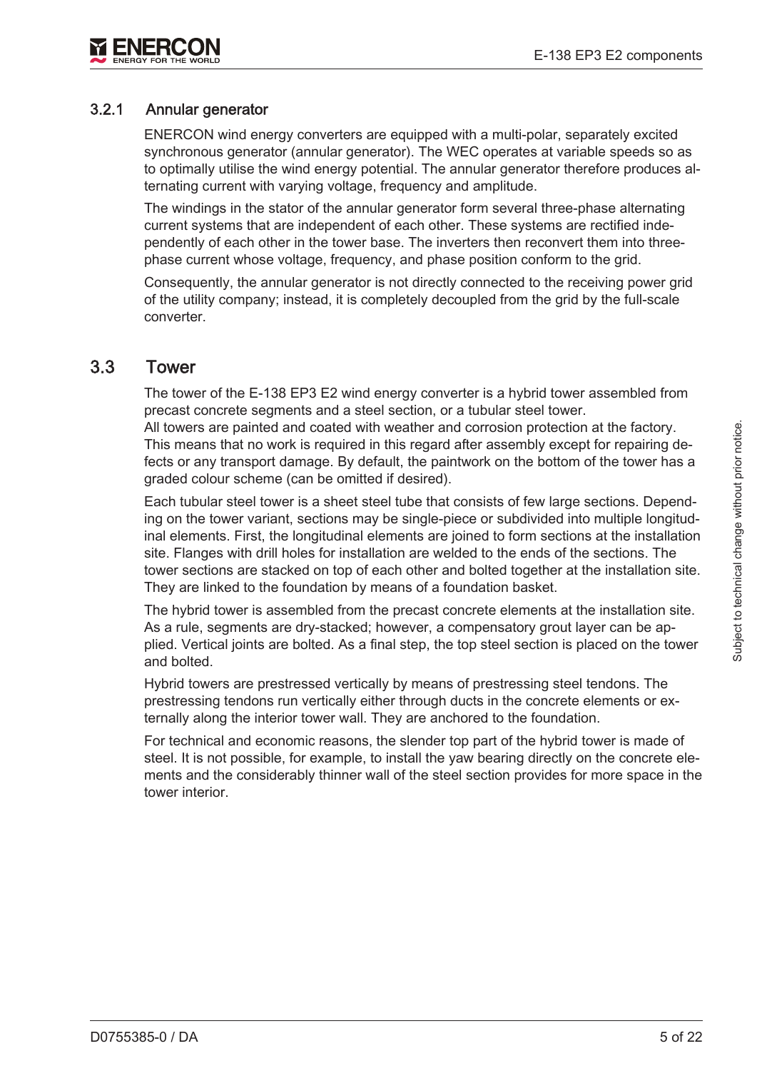### 3.2.1 Annular generator

ENERCON wind energy converters are equipped with a multi-polar, separately excited synchronous generator (annular generator). The WEC operates at variable speeds so as to optimally utilise the wind energy potential. The annular generator therefore produces alternating current with varying voltage, frequency and amplitude.

The windings in the stator of the annular generator form several three-phase alternating current systems that are independent of each other. These systems are rectified independently of each other in the tower base. The inverters then reconvert them into three-phase current whose voltage, frequency, and phase position conform to the grid.

Consequently, the annular generator is not directly connected to the receiving power grid of the utility company; instead, it is completely decoupled from the grid by the full-scale converter.

## 3.3 Tower

The tower of the E-138 EP3 E2 wind energy converter is a hybrid tower assembled from precast concrete segments and a steel section, or a tubular steel tower.
All towers are painted and coated with weather and corrosion protection at the factory. This means that no work is required in this regard after assembly except for repairing defects or any transport damage. By default, the paintwork on the bottom of the tower has a graded colour scheme (can be omitted if desired).

Each tubular steel tower is a sheet steel tube that consists of few large sections. Depending on the tower variant, sections may be single-piece or subdivided into multiple longitudinal elements. First, the longitudinal elements are joined to form sections at the installation site. Flanges with drill holes for installation are welded to the ends of the sections. The tower sections are stacked on top of each other and bolted together at the installation site. They are linked to the foundation by means of a foundation basket.

The hybrid tower is assembled from the precast concrete elements at the installation site. As a rule, segments are dry-stacked; however, a compensatory grout layer can be applied. Vertical joints are bolted. As a final step, the top steel section is placed on the tower and bolted.

Hybrid towers are prestressed vertically by means of prestressing steel tendons. The prestressing tendons run vertically either through ducts in the concrete elements or externally along the interior tower wall. They are anchored to the foundation.

For technical and economic reasons, the slender top part of the hybrid tower is made of steel. It is not possible, for example, to install the yaw bearing directly on the concrete elements and the considerably thinner wall of the steel section provides for more space in the tower interior.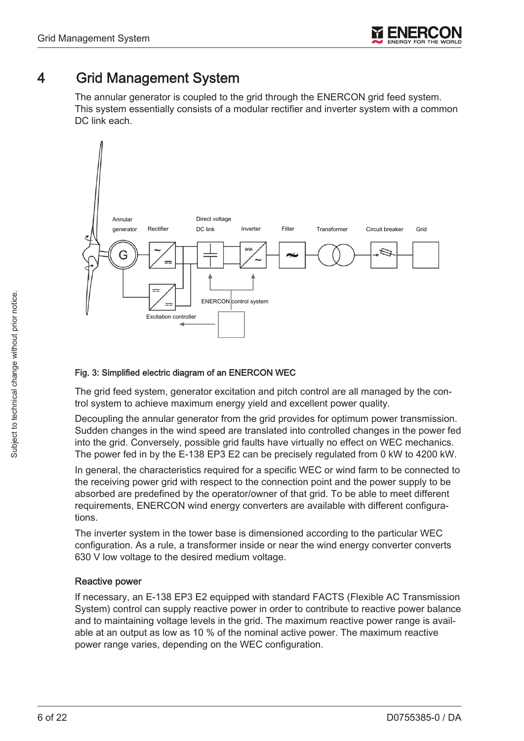# 4 Grid Management System

The annular generator is coupled to the grid through the ENERCON grid feed system. This system essentially consists of a modular rectifier and inverter system with a common DC link each.

Fig. 3: Simplified electric diagram of an ENERCON WEC

The grid feed system, generator excitation and pitch control are all managed by the control system to achieve maximum energy yield and excellent power quality.

Decoupling the annular generator from the grid provides for optimum power transmission. Sudden changes in the wind speed are translated into controlled changes in the power fed into the grid. Conversely, possible grid faults have virtually no effect on WEC mechanics. The power fed in by the E-138 EP3 E2 can be precisely regulated from 0 kW to 4200 kW.

In general, the characteristics required for a specific WEC or wind farm to be connected to the receiving power grid with respect to the connection point and the power supply to be absorbed are predefined by the operator/owner of that grid. To be able to meet different requirements, ENERCON wind energy converters are available with different configurations.

The inverter system in the tower base is dimensioned according to the particular WEC configuration. As a rule, a transformer inside or near the wind energy converter converts 630 V low voltage to the desired medium voltage.

### Reactive power

If necessary, an E-138 EP3 E2 equipped with standard FACTS (Flexible AC Transmission System) control can supply reactive power in order to contribute to reactive power balance and to maintaining voltage levels in the grid. The maximum reactive power range is available at an output as low as 10 % of the nominal active power. The maximum reactive power range varies, depending on the WEC configuration.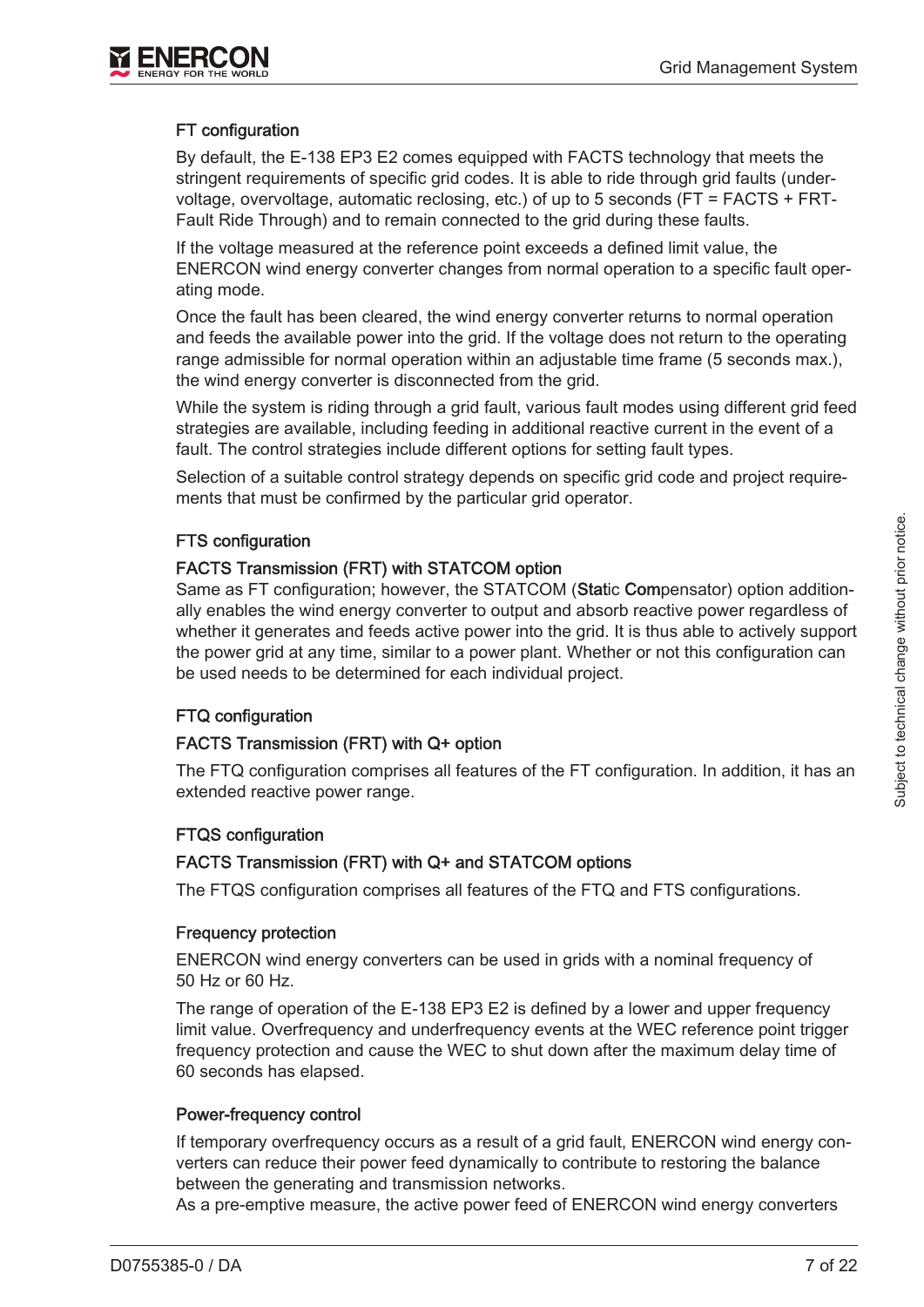### FT configuration

By default, the E-138 EP3 E2 comes equipped with FACTS technology that meets the stringent requirements of specific grid codes. It is able to ride through grid faults (undervoltage, overvoltage, automatic reclosing, etc.) of up to 5 seconds (FT = FACTS + FRT-Fault Ride Through) and to remain connected to the grid during these faults.

If the voltage measured at the reference point exceeds a defined limit value, the ENERCON wind energy converter changes from normal operation to a specific fault operating mode.

Once the fault has been cleared, the wind energy converter returns to normal operation and feeds the available power into the grid. If the voltage does not return to the operating range admissible for normal operation within an adjustable time frame (5 seconds max.), the wind energy converter is disconnected from the grid.

While the system is riding through a grid fault, various fault modes using different grid feed strategies are available, including feeding in additional reactive current in the event of a fault. The control strategies include different options for setting fault types.

Selection of a suitable control strategy depends on specific grid code and project requirements that must be confirmed by the particular grid operator.

### FTS configuration

#### FACTS Transmission (FRT) with STATCOM option

Same as FT configuration; however, the STATCOM (**Stat**ic **Com**pensator) option additionally enables the wind energy converter to output and absorb reactive power regardless of whether it generates and feeds active power into the grid. It is thus able to actively support the power grid at any time, similar to a power plant. Whether or not this configuration can be used needs to be determined for each individual project.

### FTQ configuration

#### FACTS Transmission (FRT) with Q+ option

The FTQ configuration comprises all features of the FT configuration. In addition, it has an extended reactive power range.

### FTQS configuration

#### FACTS Transmission (FRT) with Q+ and STATCOM options

The FTQS configuration comprises all features of the FTQ and FTS configurations.

### Frequency protection

ENERCON wind energy converters can be used in grids with a nominal frequency of 50 Hz or 60 Hz.

The range of operation of the E-138 EP3 E2 is defined by a lower and upper frequency limit value. Overfrequency and underfrequency events at the WEC reference point trigger frequency protection and cause the WEC to shut down after the maximum delay time of 60 seconds has elapsed.

### Power-frequency control

If temporary overfrequency occurs as a result of a grid fault, ENERCON wind energy converters can reduce their power feed dynamically to contribute to restoring the balance between the generating and transmission networks.
As a pre-emptive measure, the active power feed of ENERCON wind energy converters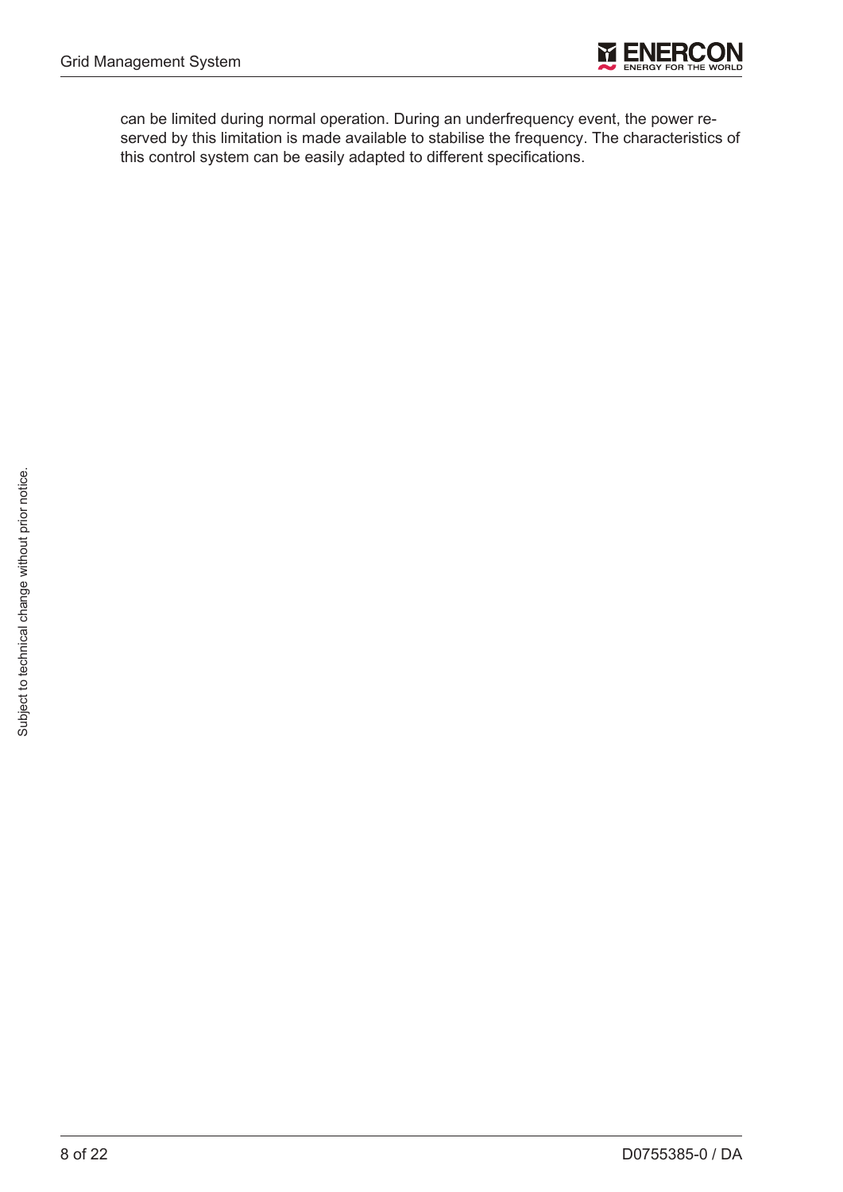can be limited during normal operation. During an underfrequency event, the power reserved by this limitation is made available to stabilise the frequency. The characteristics of this control system can be easily adapted to different specifications.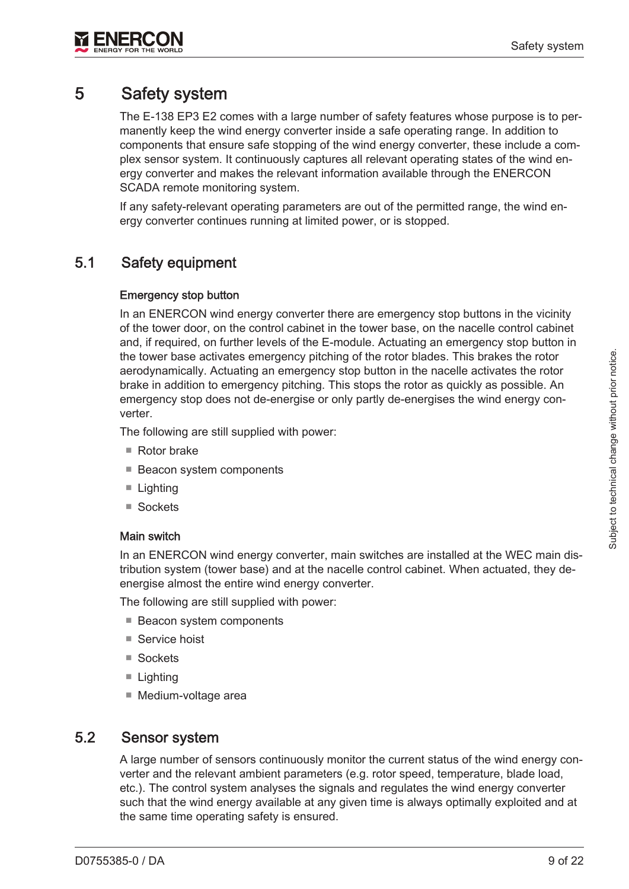# 5 Safety system

The E-138 EP3 E2 comes with a large number of safety features whose purpose is to permanently keep the wind energy converter inside a safe operating range. In addition to components that ensure safe stopping of the wind energy converter, these include a complex sensor system. It continuously captures all relevant operating states of the wind energy converter and makes the relevant information available through the ENERCON SCADA remote monitoring system.

If any safety-relevant operating parameters are out of the permitted range, the wind energy converter continues running at limited power, or is stopped.

## 5.1 Safety equipment

**Emergency stop button**

In an ENERCON wind energy converter there are emergency stop buttons in the vicinity of the tower door, on the control cabinet in the tower base, on the nacelle control cabinet and, if required, on further levels of the E-module. Actuating an emergency stop button in the tower base activates emergency pitching of the rotor blades. This brakes the rotor aerodynamically. Actuating an emergency stop button in the nacelle activates the rotor brake in addition to emergency pitching. This stops the rotor as quickly as possible. An emergency stop does not de-energise or only partly de-energises the wind energy converter.

The following are still supplied with power:

- Rotor brake
- Beacon system components
- Lighting
- Sockets

**Main switch**

In an ENERCON wind energy converter, main switches are installed at the WEC main distribution system (tower base) and at the nacelle control cabinet. When actuated, they de-energise almost the entire wind energy converter.

The following are still supplied with power:

- Beacon system components
- Service hoist
- Sockets
- Lighting
- Medium-voltage area

## 5.2 Sensor system

A large number of sensors continuously monitor the current status of the wind energy converter and the relevant ambient parameters (e.g. rotor speed, temperature, blade load, etc.). The control system analyses the signals and regulates the wind energy converter such that the wind energy available at any given time is always optimally exploited and at the same time operating safety is ensured.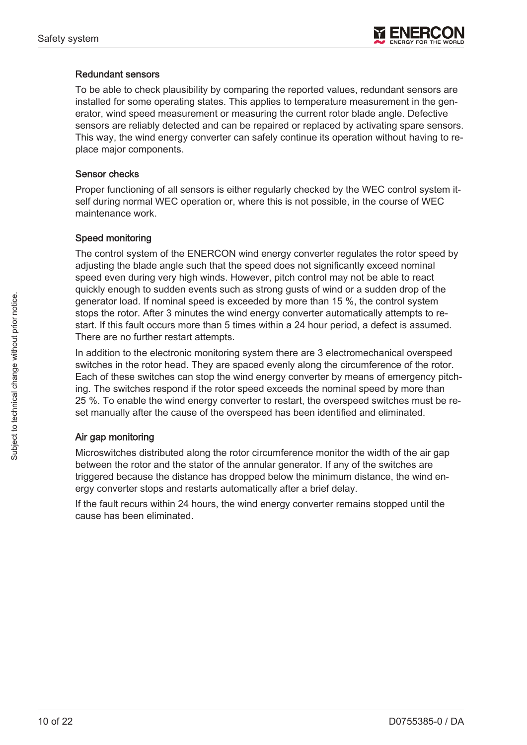### Redundant sensors

To be able to check plausibility by comparing the reported values, redundant sensors are installed for some operating states. This applies to temperature measurement in the generator, wind speed measurement or measuring the current rotor blade angle. Defective sensors are reliably detected and can be repaired or replaced by activating spare sensors. This way, the wind energy converter can safely continue its operation without having to replace major components.

### Sensor checks

Proper functioning of all sensors is either regularly checked by the WEC control system itself during normal WEC operation or, where this is not possible, in the course of WEC maintenance work.

### Speed monitoring

The control system of the ENERCON wind energy converter regulates the rotor speed by adjusting the blade angle such that the speed does not significantly exceed nominal speed even during very high winds. However, pitch control may not be able to react quickly enough to sudden events such as strong gusts of wind or a sudden drop of the generator load. If nominal speed is exceeded by more than 15 %, the control system stops the rotor. After 3 minutes the wind energy converter automatically attempts to restart. If this fault occurs more than 5 times within a 24 hour period, a defect is assumed. There are no further restart attempts.

In addition to the electronic monitoring system there are 3 electromechanical overspeed switches in the rotor head. They are spaced evenly along the circumference of the rotor. Each of these switches can stop the wind energy converter by means of emergency pitching. The switches respond if the rotor speed exceeds the nominal speed by more than 25 %. To enable the wind energy converter to restart, the overspeed switches must be reset manually after the cause of the overspeed has been identified and eliminated.

### Air gap monitoring

Microswitches distributed along the rotor circumference monitor the width of the air gap between the rotor and the stator of the annular generator. If any of the switches are triggered because the distance has dropped below the minimum distance, the wind energy converter stops and restarts automatically after a brief delay.

If the fault recurs within 24 hours, the wind energy converter remains stopped until the cause has been eliminated.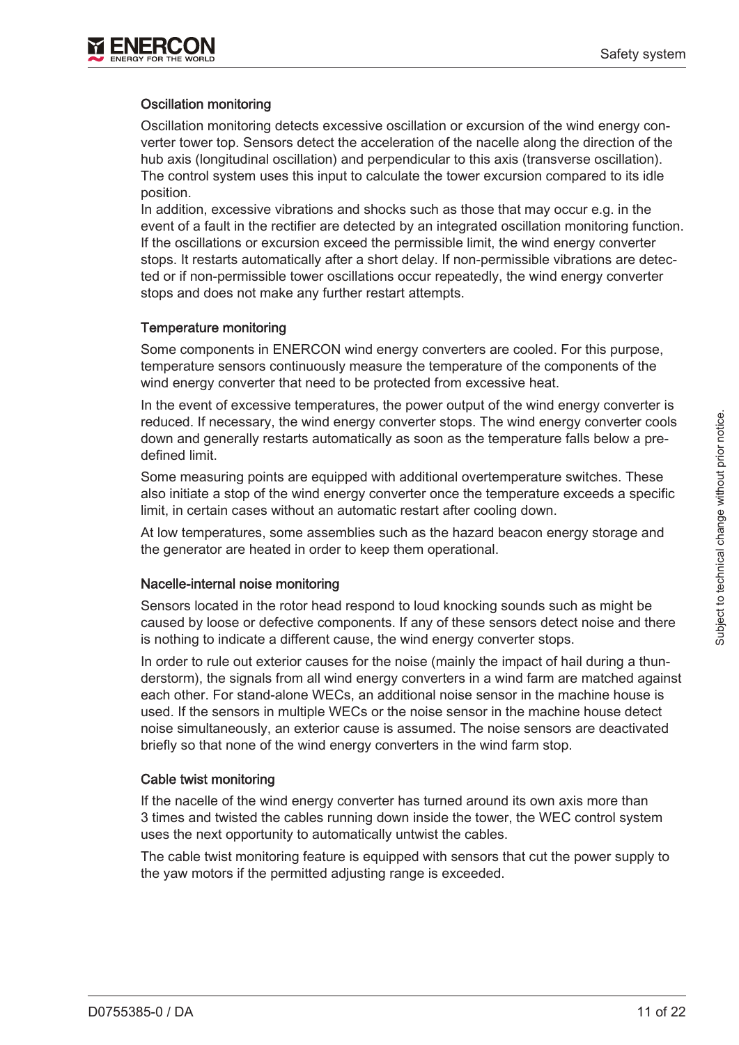#### Oscillation monitoring

Oscillation monitoring detects excessive oscillation or excursion of the wind energy converter tower top. Sensors detect the acceleration of the nacelle along the direction of the hub axis (longitudinal oscillation) and perpendicular to this axis (transverse oscillation). The control system uses this input to calculate the tower excursion compared to its idle position.
In addition, excessive vibrations and shocks such as those that may occur e.g. in the event of a fault in the rectifier are detected by an integrated oscillation monitoring function. If the oscillations or excursion exceed the permissible limit, the wind energy converter stops. It restarts automatically after a short delay. If non-permissible vibrations are detected or if non-permissible tower oscillations occur repeatedly, the wind energy converter stops and does not make any further restart attempts.

#### Temperature monitoring

Some components in ENERCON wind energy converters are cooled. For this purpose, temperature sensors continuously measure the temperature of the components of the wind energy converter that need to be protected from excessive heat.

In the event of excessive temperatures, the power output of the wind energy converter is reduced. If necessary, the wind energy converter stops. The wind energy converter cools down and generally restarts automatically as soon as the temperature falls below a predefined limit.

Some measuring points are equipped with additional overtemperature switches. These also initiate a stop of the wind energy converter once the temperature exceeds a specific limit, in certain cases without an automatic restart after cooling down.

At low temperatures, some assemblies such as the hazard beacon energy storage and the generator are heated in order to keep them operational.

#### Nacelle-internal noise monitoring

Sensors located in the rotor head respond to loud knocking sounds such as might be caused by loose or defective components. If any of these sensors detect noise and there is nothing to indicate a different cause, the wind energy converter stops.

In order to rule out exterior causes for the noise (mainly the impact of hail during a thunderstorm), the signals from all wind energy converters in a wind farm are matched against each other. For stand-alone WECs, an additional noise sensor in the machine house is used. If the sensors in multiple WECs or the noise sensor in the machine house detect noise simultaneously, an exterior cause is assumed. The noise sensors are deactivated briefly so that none of the wind energy converters in the wind farm stop.

#### Cable twist monitoring

If the nacelle of the wind energy converter has turned around its own axis more than 3 times and twisted the cables running down inside the tower, the WEC control system uses the next opportunity to automatically untwist the cables.

The cable twist monitoring feature is equipped with sensors that cut the power supply to the yaw motors if the permitted adjusting range is exceeded.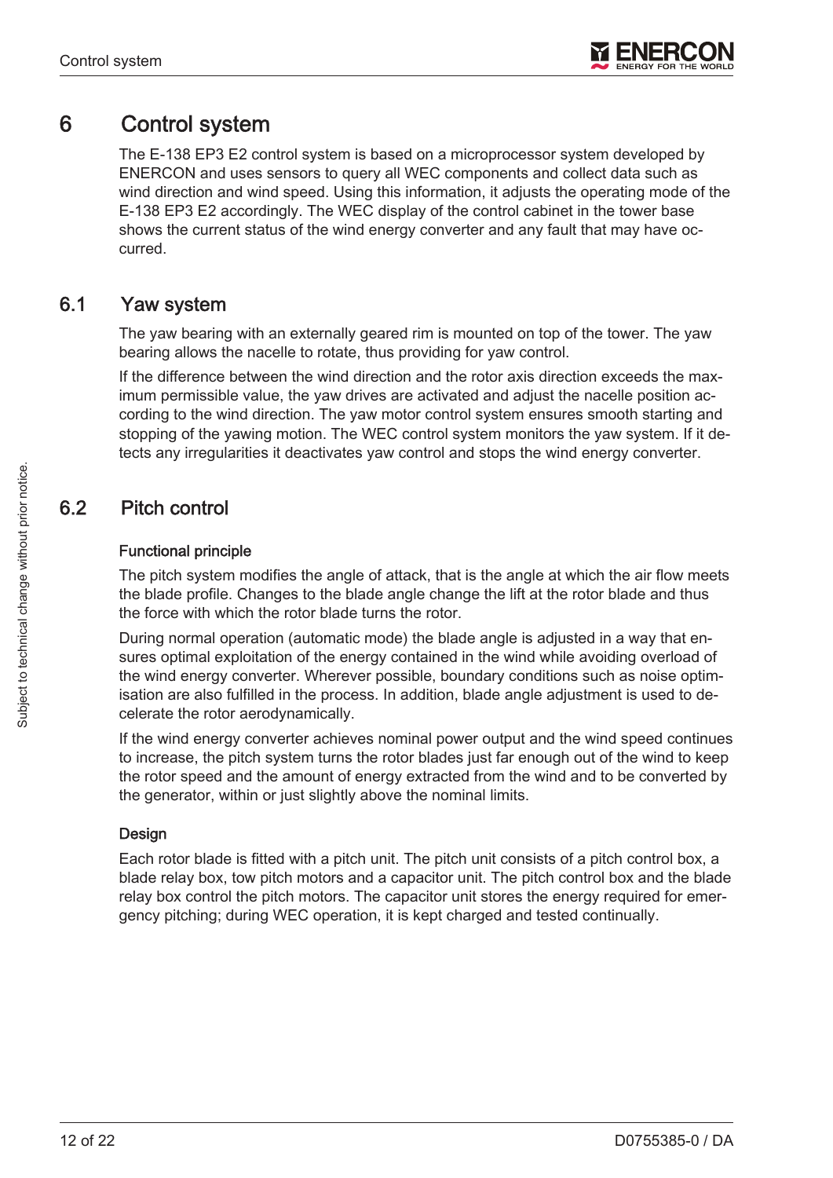# 6 Control system

The E-138 EP3 E2 control system is based on a microprocessor system developed by ENERCON and uses sensors to query all WEC components and collect data such as wind direction and wind speed. Using this information, it adjusts the operating mode of the E-138 EP3 E2 accordingly. The WEC display of the control cabinet in the tower base shows the current status of the wind energy converter and any fault that may have occurred.

## 6.1 Yaw system

The yaw bearing with an externally geared rim is mounted on top of the tower. The yaw bearing allows the nacelle to rotate, thus providing for yaw control.

If the difference between the wind direction and the rotor axis direction exceeds the maximum permissible value, the yaw drives are activated and adjust the nacelle position according to the wind direction. The yaw motor control system ensures smooth starting and stopping of the yawing motion. The WEC control system monitors the yaw system. If it detects any irregularities it deactivates yaw control and stops the wind energy converter.

## 6.2 Pitch control

### Functional principle

The pitch system modifies the angle of attack, that is the angle at which the air flow meets the blade profile. Changes to the blade angle change the lift at the rotor blade and thus the force with which the rotor blade turns the rotor.

During normal operation (automatic mode) the blade angle is adjusted in a way that ensures optimal exploitation of the energy contained in the wind while avoiding overload of the wind energy converter. Wherever possible, boundary conditions such as noise optimisation are also fulfilled in the process. In addition, blade angle adjustment is used to decelerate the rotor aerodynamically.

If the wind energy converter achieves nominal power output and the wind speed continues to increase, the pitch system turns the rotor blades just far enough out of the wind to keep the rotor speed and the amount of energy extracted from the wind and to be converted by the generator, within or just slightly above the nominal limits.

### Design

Each rotor blade is fitted with a pitch unit. The pitch unit consists of a pitch control box, a blade relay box, tow pitch motors and a capacitor unit. The pitch control box and the blade relay box control the pitch motors. The capacitor unit stores the energy required for emergency pitching; during WEC operation, it is kept charged and tested continually.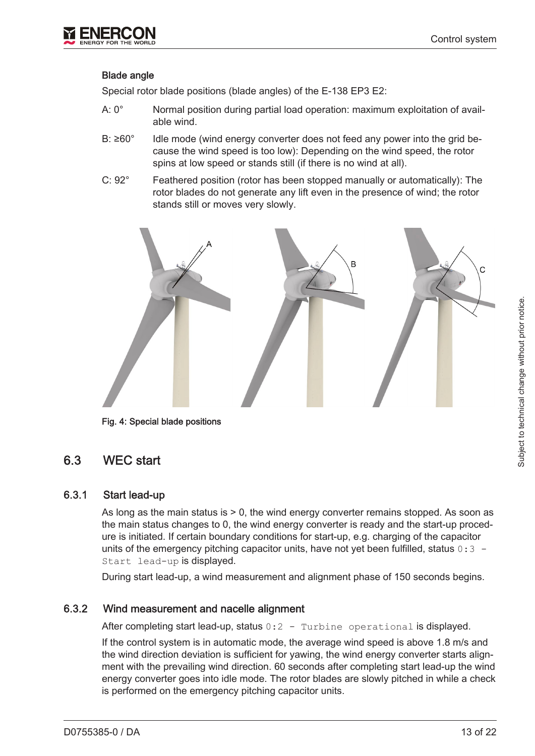#### Blade angle

Special rotor blade positions (blade angles) of the E-138 EP3 E2:

- A: 0° Normal position during partial load operation: maximum exploitation of available wind.
- B: ≥60° Idle mode (wind energy converter does not feed any power into the grid because the wind speed is too low): Depending on the wind speed, the rotor spins at low speed or stands still (if there is no wind at all).
- C: 92° Feathered position (rotor has been stopped manually or automatically): The rotor blades do not generate any lift even in the presence of wind; the rotor stands still or moves very slowly.

Fig. 4: Special blade positions

## 6.3 WEC start

### 6.3.1 Start lead-up

As long as the main status is > 0, the wind energy converter remains stopped. As soon as the main status changes to 0, the wind energy converter is ready and the start-up procedure is initiated. If certain boundary conditions for start-up, e.g. charging of the capacitor units of the emergency pitching capacitor units, have not yet been fulfilled, status `0:3 - Start lead-up` is displayed.

During start lead-up, a wind measurement and alignment phase of 150 seconds begins.

### 6.3.2 Wind measurement and nacelle alignment

After completing start lead-up, status `0:2 - Turbine operational` is displayed.

If the control system is in automatic mode, the average wind speed is above 1.8 m/s and the wind direction deviation is sufficient for yawing, the wind energy converter starts alignment with the prevailing wind direction. 60 seconds after completing start lead-up the wind energy converter goes into idle mode. The rotor blades are slowly pitched in while a check is performed on the emergency pitching capacitor units.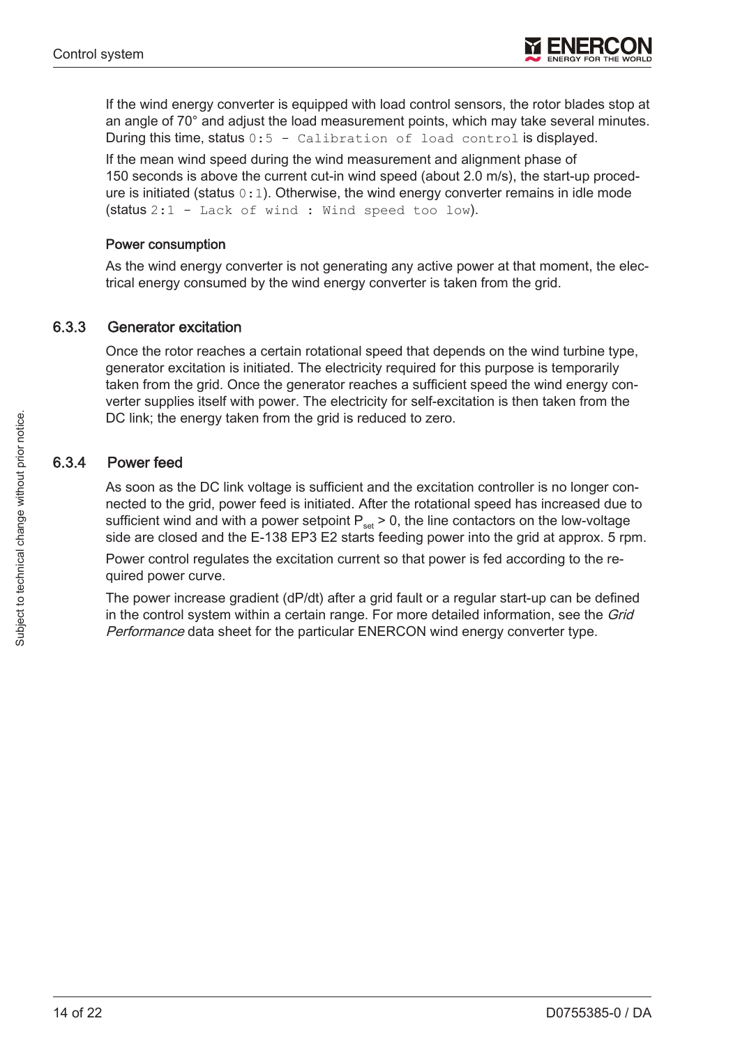If the wind energy converter is equipped with load control sensors, the rotor blades stop at an angle of 70° and adjust the load measurement points, which may take several minutes. During this time, status `0:5 - Calibration of load control` is displayed.

If the mean wind speed during the wind measurement and alignment phase of 150 seconds is above the current cut-in wind speed (about 2.0 m/s), the start-up procedure is initiated (status `0:1`). Otherwise, the wind energy converter remains in idle mode (status `2:1 - Lack of wind : Wind speed too low`).

#### Power consumption

As the wind energy converter is not generating any active power at that moment, the electrical energy consumed by the wind energy converter is taken from the grid.

### 6.3.3 Generator excitation

Once the rotor reaches a certain rotational speed that depends on the wind turbine type, generator excitation is initiated. The electricity required for this purpose is temporarily taken from the grid. Once the generator reaches a sufficient speed the wind energy converter supplies itself with power. The electricity for self-excitation is then taken from the DC link; the energy taken from the grid is reduced to zero.

### 6.3.4 Power feed

As soon as the DC link voltage is sufficient and the excitation controller is no longer connected to the grid, power feed is initiated. After the rotational speed has increased due to sufficient wind and with a power setpoint $P_{set} > 0$, the line contactors on the low-voltage side are closed and the E-138 EP3 E2 starts feeding power into the grid at approx. 5 rpm.

Power control regulates the excitation current so that power is fed according to the required power curve.

The power increase gradient (dP/dt) after a grid fault or a regular start-up can be defined in the control system within a certain range. For more detailed information, see the *Grid Performance* data sheet for the particular ENERCON wind energy converter type.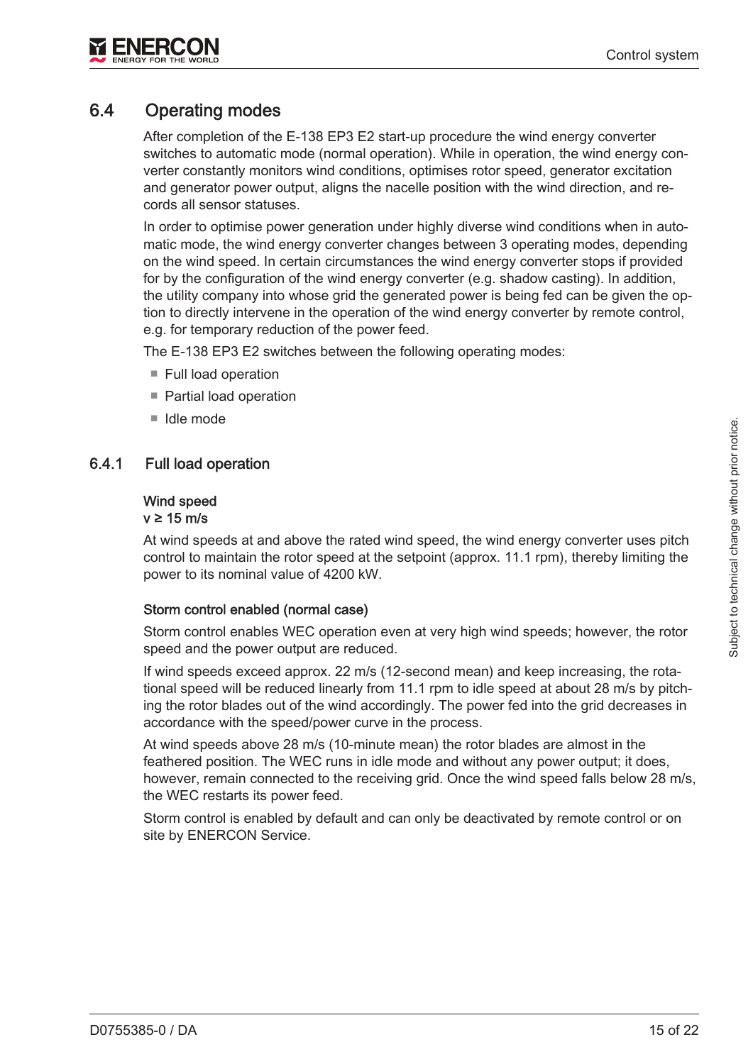## 6.4 Operating modes

After completion of the E-138 EP3 E2 start-up procedure the wind energy converter switches to automatic mode (normal operation). While in operation, the wind energy converter constantly monitors wind conditions, optimises rotor speed, generator excitation and generator power output, aligns the nacelle position with the wind direction, and records all sensor statuses.

In order to optimise power generation under highly diverse wind conditions when in automatic mode, the wind energy converter changes between 3 operating modes, depending on the wind speed. In certain circumstances the wind energy converter stops if provided for by the configuration of the wind energy converter (e.g. shadow casting). In addition, the utility company into whose grid the generated power is being fed can be given the option to directly intervene in the operation of the wind energy converter by remote control, e.g. for temporary reduction of the power feed.

The E-138 EP3 E2 switches between the following operating modes:

- Full load operation
- Partial load operation
- Idle mode

### 6.4.1 Full load operation

**Wind speed**
**v ≥ 15 m/s**

At wind speeds at and above the rated wind speed, the wind energy converter uses pitch control to maintain the rotor speed at the setpoint (approx. 11.1 rpm), thereby limiting the power to its nominal value of 4200 kW.

**Storm control enabled (normal case)**

Storm control enables WEC operation even at very high wind speeds; however, the rotor speed and the power output are reduced.

If wind speeds exceed approx. 22 m/s (12-second mean) and keep increasing, the rotational speed will be reduced linearly from 11.1 rpm to idle speed at about 28 m/s by pitching the rotor blades out of the wind accordingly. The power fed into the grid decreases in accordance with the speed/power curve in the process.

At wind speeds above 28 m/s (10-minute mean) the rotor blades are almost in the feathered position. The WEC runs in idle mode and without any power output; it does, however, remain connected to the receiving grid. Once the wind speed falls below 28 m/s, the WEC restarts its power feed.

Storm control is enabled by default and can only be deactivated by remote control or on site by ENERCON Service.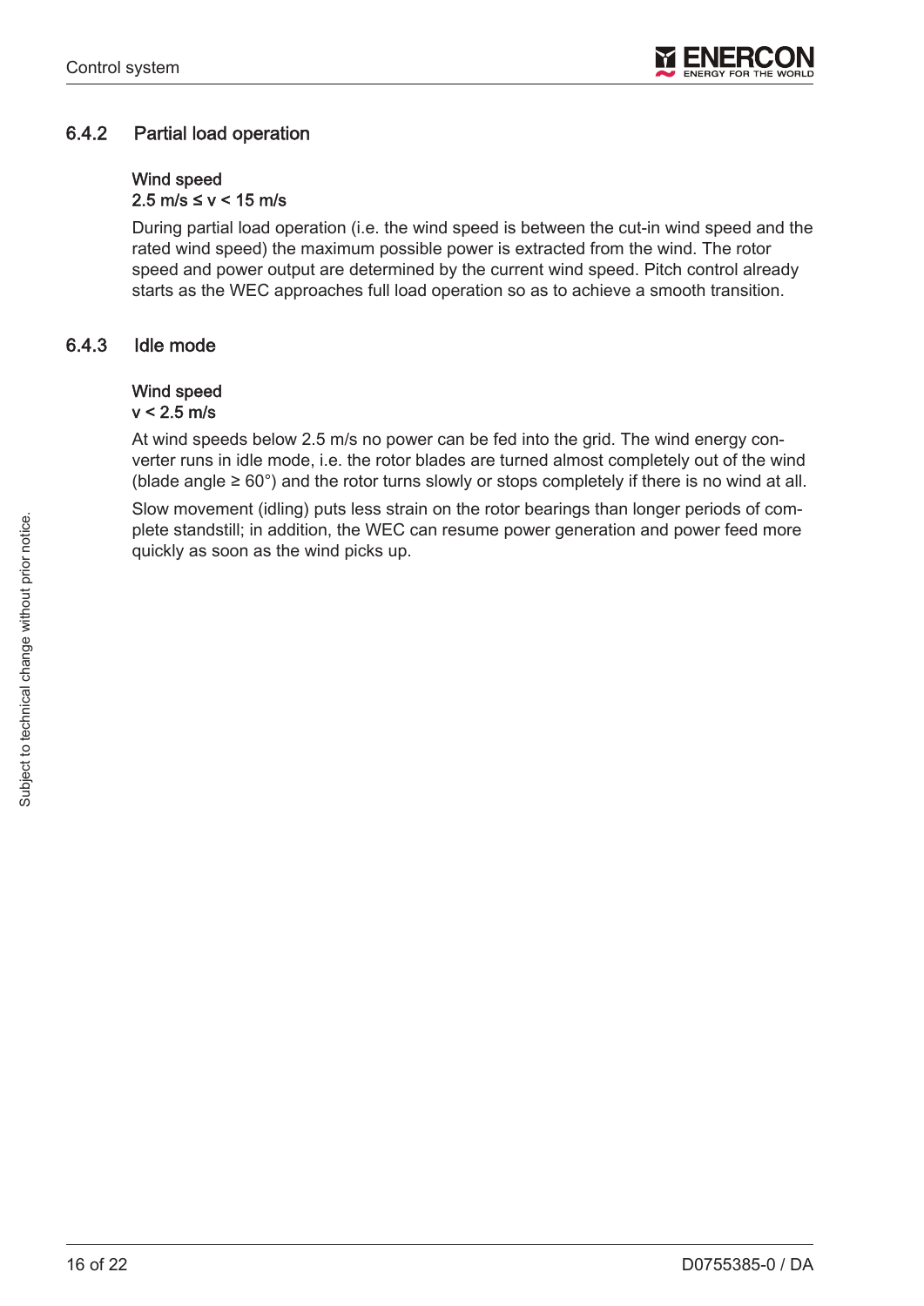### 6.4.2 Partial load operation

**Wind speed**
**2.5 m/s ≤ v < 15 m/s**

During partial load operation (i.e. the wind speed is between the cut-in wind speed and the rated wind speed) the maximum possible power is extracted from the wind. The rotor speed and power output are determined by the current wind speed. Pitch control already starts as the WEC approaches full load operation so as to achieve a smooth transition.

### 6.4.3 Idle mode

**Wind speed**
**v < 2.5 m/s**

At wind speeds below 2.5 m/s no power can be fed into the grid. The wind energy converter runs in idle mode, i.e. the rotor blades are turned almost completely out of the wind (blade angle ≥ 60°) and the rotor turns slowly or stops completely if there is no wind at all.

Slow movement (idling) puts less strain on the rotor bearings than longer periods of complete standstill; in addition, the WEC can resume power generation and power feed more quickly as soon as the wind picks up.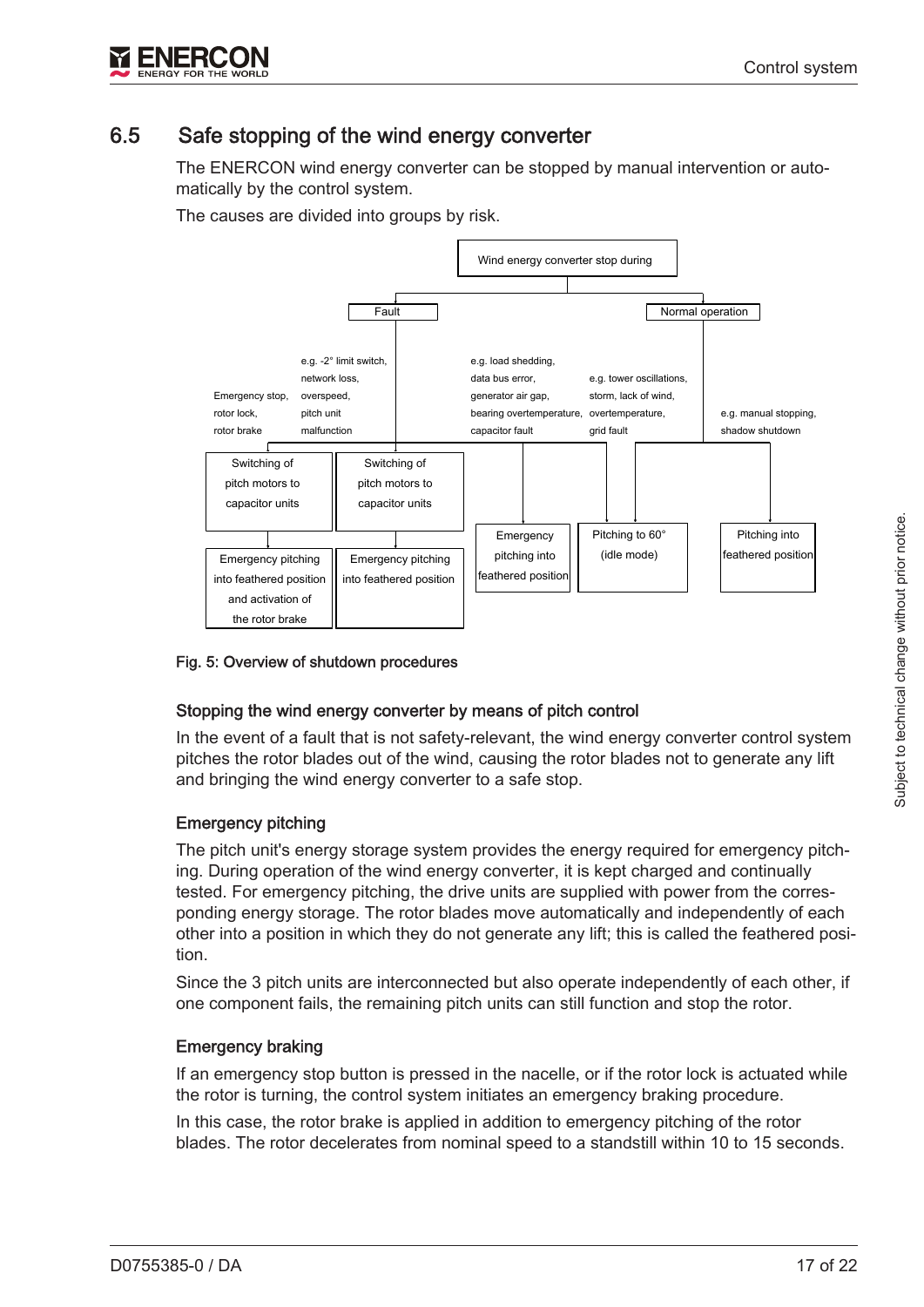## 6.5 Safe stopping of the wind energy converter

The ENERCON wind energy converter can be stopped by manual intervention or automatically by the control system.

The causes are divided into groups by risk.

Wind energy converter stop during

Fault

Normal operation

Emergency stop, rotor lock, rotor brake

e.g. -2° limit switch, network loss, overspeed, pitch unit malfunction

e.g. load shedding, data bus error, generator air gap, bearing overtemperature, capacitor fault

e.g. tower oscillations, storm, lack of wind, overtemperature, grid fault

e.g. manual stopping, shadow shutdown

Switching of pitch motors to capacitor units

Switching of pitch motors to capacitor units

Emergency pitching into feathered position and activation of the rotor brake

Emergency pitching into feathered position

Emergency pitching into feathered position

Pitching to 60° (idle mode)

Pitching into feathered position

Fig. 5: Overview of shutdown procedures

### Stopping the wind energy converter by means of pitch control

In the event of a fault that is not safety-relevant, the wind energy converter control system pitches the rotor blades out of the wind, causing the rotor blades not to generate any lift and bringing the wind energy converter to a safe stop.

### Emergency pitching

The pitch unit's energy storage system provides the energy required for emergency pitching. During operation of the wind energy converter, it is kept charged and continually tested. For emergency pitching, the drive units are supplied with power from the corresponding energy storage. The rotor blades move automatically and independently of each other into a position in which they do not generate any lift; this is called the feathered position.

Since the 3 pitch units are interconnected but also operate independently of each other, if one component fails, the remaining pitch units can still function and stop the rotor.

### Emergency braking

If an emergency stop button is pressed in the nacelle, or if the rotor lock is actuated while the rotor is turning, the control system initiates an emergency braking procedure.

In this case, the rotor brake is applied in addition to emergency pitching of the rotor blades. The rotor decelerates from nominal speed to a standstill within 10 to 15 seconds.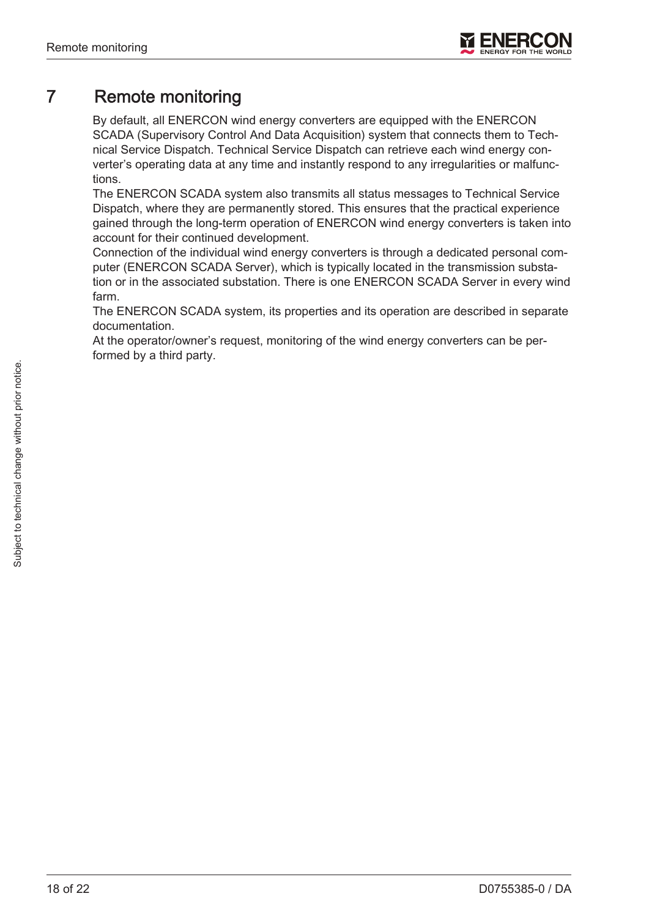# 7 Remote monitoring

By default, all ENERCON wind energy converters are equipped with the ENERCON SCADA (Supervisory Control And Data Acquisition) system that connects them to Technical Service Dispatch. Technical Service Dispatch can retrieve each wind energy converter's operating data at any time and instantly respond to any irregularities or malfunctions.

The ENERCON SCADA system also transmits all status messages to Technical Service Dispatch, where they are permanently stored. This ensures that the practical experience gained through the long-term operation of ENERCON wind energy converters is taken into account for their continued development.

Connection of the individual wind energy converters is through a dedicated personal computer (ENERCON SCADA Server), which is typically located in the transmission substation or in the associated substation. There is one ENERCON SCADA Server in every wind farm.

The ENERCON SCADA system, its properties and its operation are described in separate documentation.

At the operator/owner's request, monitoring of the wind energy converters can be performed by a third party.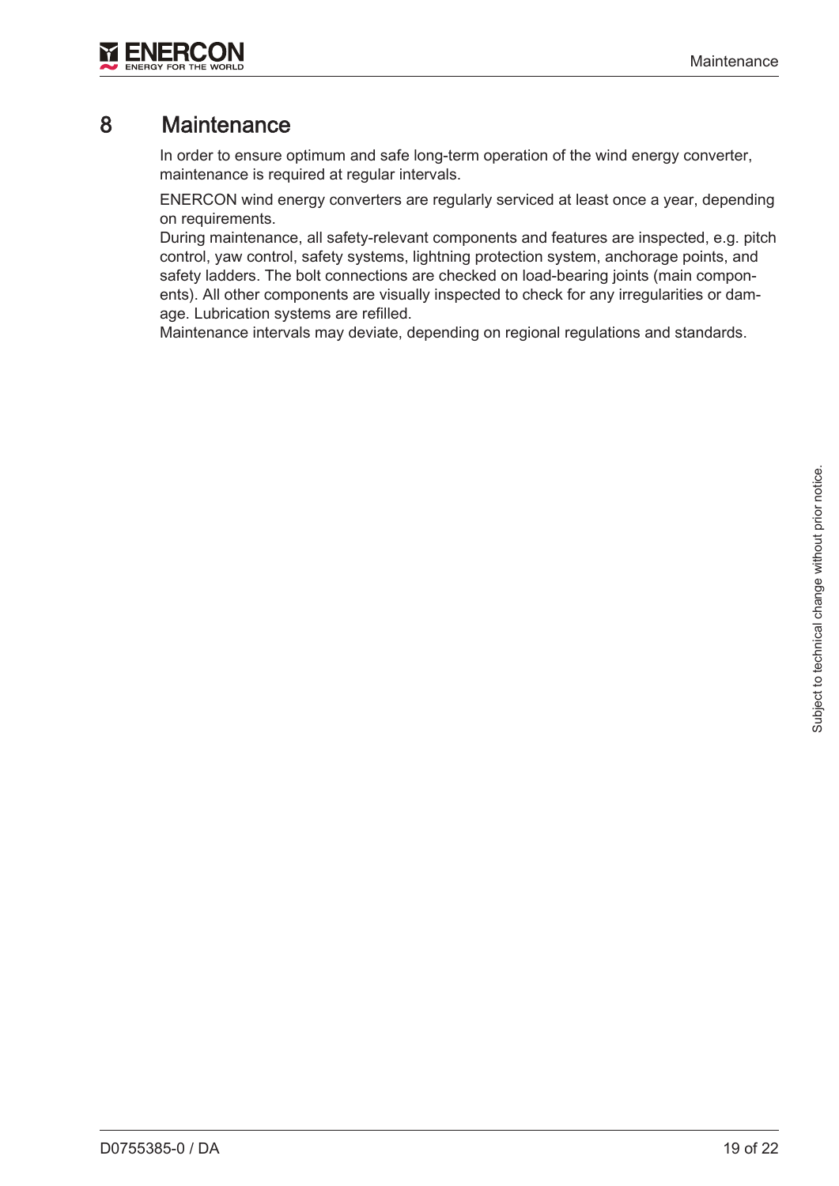# 8 Maintenance

In order to ensure optimum and safe long-term operation of the wind energy converter, maintenance is required at regular intervals.

ENERCON wind energy converters are regularly serviced at least once a year, depending on requirements.
During maintenance, all safety-relevant components and features are inspected, e.g. pitch control, yaw control, safety systems, lightning protection system, anchorage points, and safety ladders. The bolt connections are checked on load-bearing joints (main components). All other components are visually inspected to check for any irregularities or damage. Lubrication systems are refilled.
Maintenance intervals may deviate, depending on regional regulations and standards.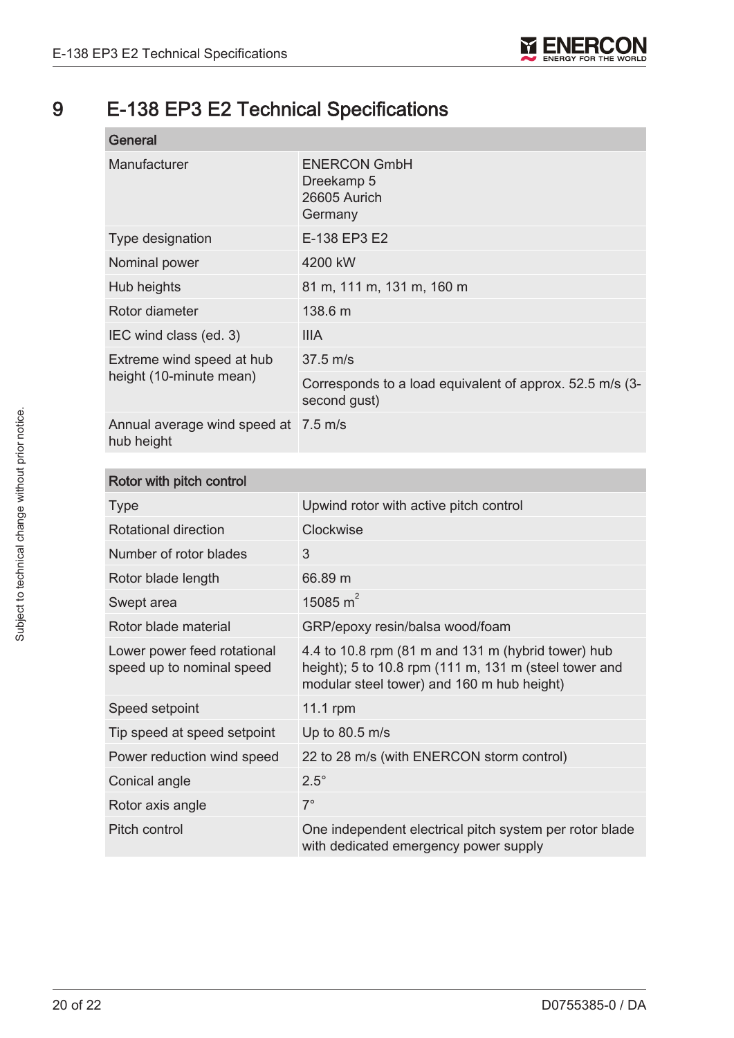# 9 E-138 EP3 E2 Technical Specifications

| General | |
|---|---|
| Manufacturer | ENERCON GmbH<br>Dreekamp 5<br>26605 Aurich<br>Germany |
| Type designation | E-138 EP3 E2 |
| Nominal power | 4200 kW |
| Hub heights | 81 m, 111 m, 131 m, 160 m |
| Rotor diameter | 138.6 m |
| IEC wind class (ed. 3) | IIIA |
| Extreme wind speed at hub height (10-minute mean) | 37.5 m/s |
| | Corresponds to a load equivalent of approx. 52.5 m/s (3-second gust) |
| Annual average wind speed at hub height | 7.5 m/s |

| Rotor with pitch control | |
|---|---|
| Type | Upwind rotor with active pitch control |
| Rotational direction | Clockwise |
| Number of rotor blades | 3 |
| Rotor blade length | 66.89 m |
| Swept area | 15085 $m^2$ |
| Rotor blade material | GRP/epoxy resin/balsa wood/foam |
| Lower power feed rotational speed up to nominal speed | 4.4 to 10.8 rpm (81 m and 131 m (hybrid tower) hub height); 5 to 10.8 rpm (111 m, 131 m (steel tower and modular steel tower) and 160 m hub height) |
| Speed setpoint | 11.1 rpm |
| Tip speed at speed setpoint | Up to 80.5 m/s |
| Power reduction wind speed | 22 to 28 m/s (with ENERCON storm control) |
| Conical angle | 2.5° |
| Rotor axis angle | 7° |
| Pitch control | One independent electrical pitch system per rotor blade with dedicated emergency power supply |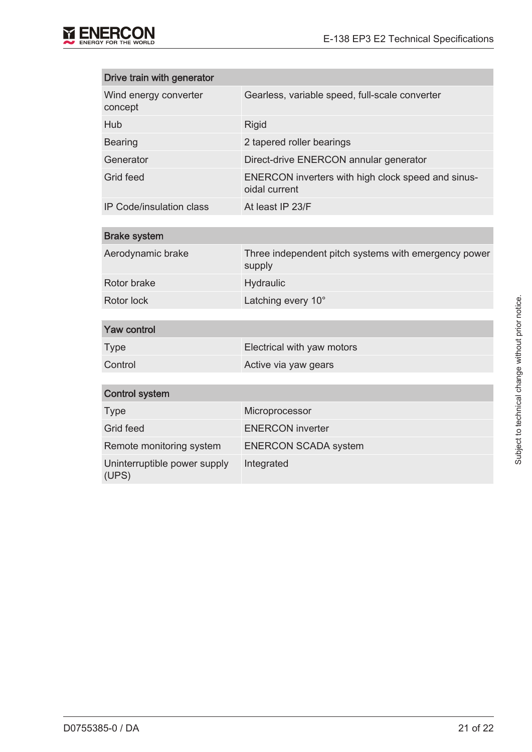| Drive train with generator | |
|---|---|
| Wind energy converter concept | Gearless, variable speed, full-scale converter |
| Hub | Rigid |
| Bearing | 2 tapered roller bearings |
| Generator | Direct-drive ENERCON annular generator |
| Grid feed | ENERCON inverters with high clock speed and sinusoidal current |
| IP Code/insulation class | At least IP 23/F |

| Brake system | |
|---|---|
| Aerodynamic brake | Three independent pitch systems with emergency power supply |
| Rotor brake | Hydraulic |
| Rotor lock | Latching every 10° |

| Yaw control | |
|---|---|
| Type | Electrical with yaw motors |
| Control | Active via yaw gears |

| Control system | |
|---|---|
| Type | Microprocessor |
| Grid feed | ENERCON inverter |
| Remote monitoring system | ENERCON SCADA system |
| Uninterruptible power supply (UPS) | Integrated |

Subject to technical change without prior notice.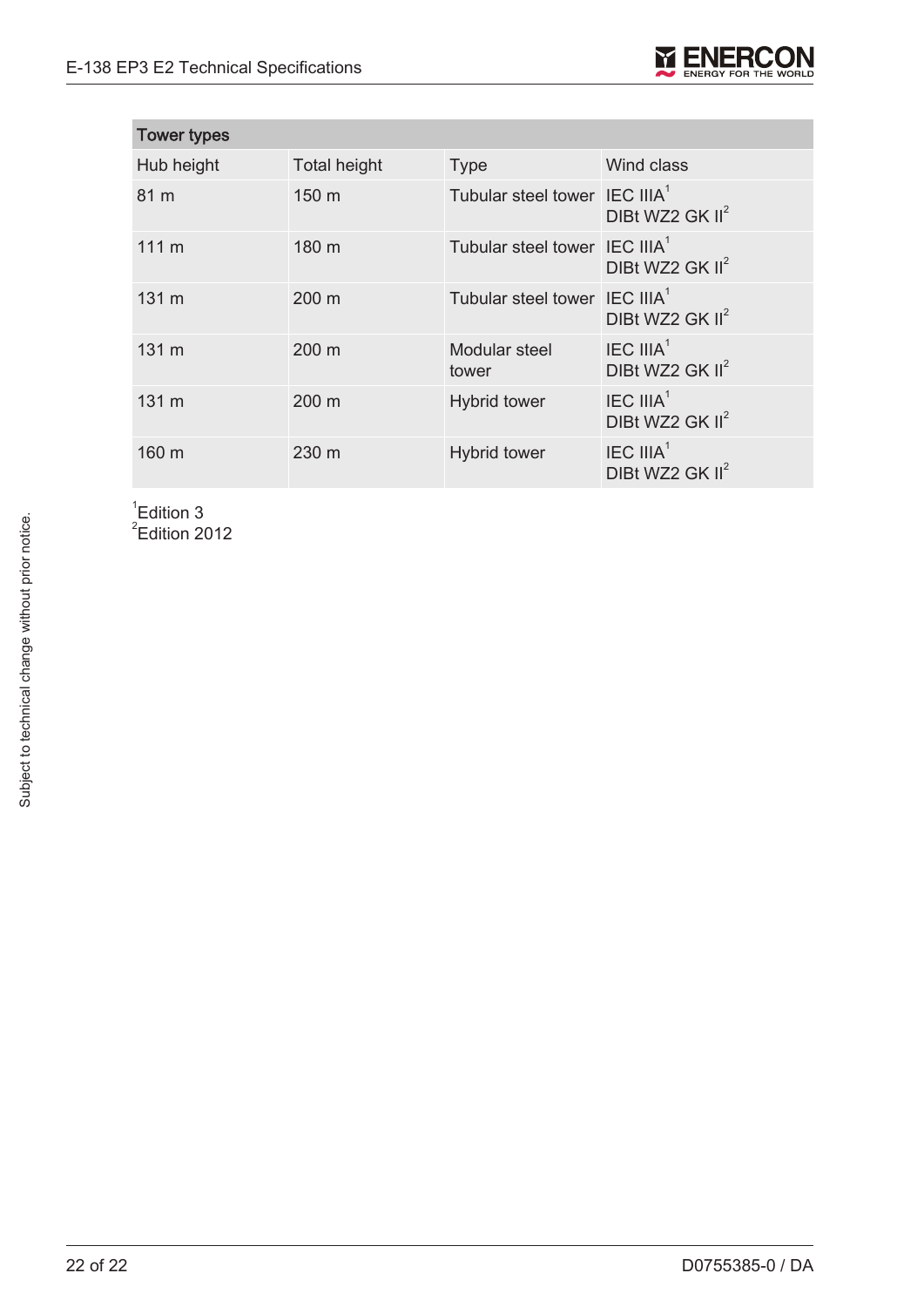| Tower types | | | |
| --- | --- | --- | --- |
| Hub height | Total height | Type | Wind class |
| 81 m | 150 m | Tubular steel tower | IEC IIIA[1] DIBt WZ2 GK II[2] |
| 111 m | 180 m | Tubular steel tower | IEC IIIA[1] DIBt WZ2 GK II[2] |
| 131 m | 200 m | Tubular steel tower | IEC IIIA[1] DIBt WZ2 GK II[2] |
| 131 m | 200 m | Modular steel tower | IEC IIIA[1] DIBt WZ2 GK II[2] |
| 131 m | 200 m | Hybrid tower | IEC IIIA[1] DIBt WZ2 GK II[2] |
| 160 m | 230 m | Hybrid tower | IEC IIIA[1] DIBt WZ2 GK II[2] |

[1]Edition 3
[2]Edition 2012